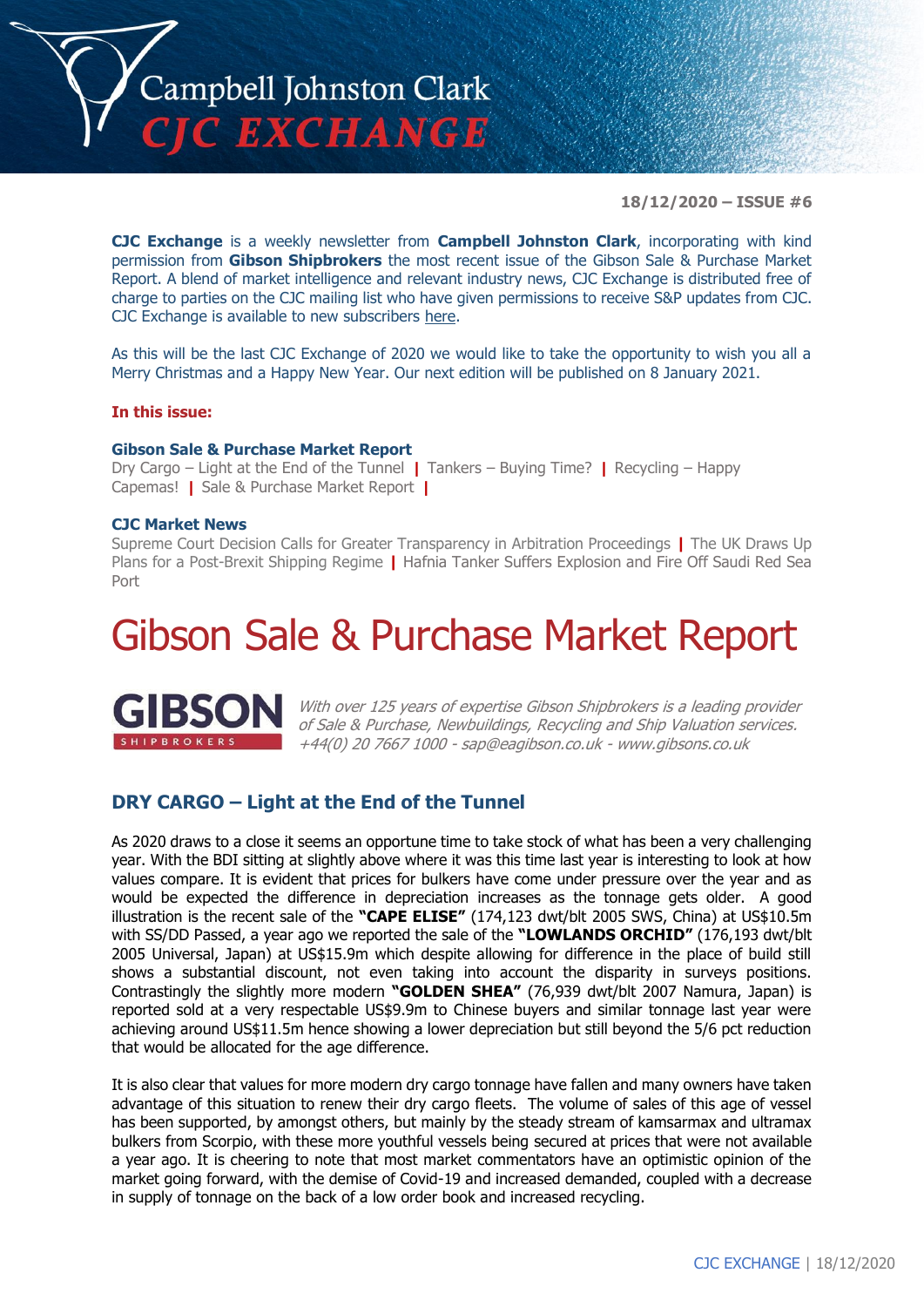# Campbell Johnston Clark
# CJC EXCHANGE

**18/12/2020 – ISSUE #6**

**CJC Exchange** is a weekly newsletter from **Campbell Johnston Clark**, incorporating with kind permission from **Gibson Shipbrokers** the most recent issue of the Gibson Sale & Purchase Market Report. A blend of market intelligence and relevant industry news, CJC Exchange is distributed free of charge to parties on the CJC mailing list who have given permissions to receive S&P updates from CJC. CJC Exchange is available to new subscribers here.

As this will be the last CJC Exchange of 2020 we would like to take the opportunity to wish you all a Merry Christmas and a Happy New Year. Our next edition will be published on 8 January 2021.

**In this issue:**

**Gibson Sale & Purchase Market Report**
Dry Cargo – Light at the End of the Tunnel | Tankers – Buying Time? | Recycling – Happy Capemas! | Sale & Purchase Market Report |

**CJC Market News**
Supreme Court Decision Calls for Greater Transparency in Arbitration Proceedings | The UK Draws Up Plans for a Post-Brexit Shipping Regime | Hafnia Tanker Suffers Explosion and Fire Off Saudi Red Sea Port

# Gibson Sale & Purchase Market Report

**GIBSON** SHIPBROKERS

*With over 125 years of expertise Gibson Shipbrokers is a leading provider of Sale & Purchase, Newbuildings, Recycling and Ship Valuation services. +44(0) 20 7667 1000 - sap@eagibson.co.uk - www.gibsons.co.uk*

## DRY CARGO – Light at the End of the Tunnel

As 2020 draws to a close it seems an opportune time to take stock of what has been a very challenging year. With the BDI sitting at slightly above where it was this time last year is interesting to look at how values compare. It is evident that prices for bulkers have come under pressure over the year and as would be expected the difference in depreciation increases as the tonnage gets older. A good illustration is the recent sale of the **"CAPE ELISE"** (174,123 dwt/blt 2005 SWS, China) at US$10.5m with SS/DD Passed, a year ago we reported the sale of the **"LOWLANDS ORCHID"** (176,193 dwt/blt 2005 Universal, Japan) at US$15.9m which despite allowing for difference in the place of build still shows a substantial discount, not even taking into account the disparity in surveys positions. Contrastingly the slightly more modern **"GOLDEN SHEA"** (76,939 dwt/blt 2007 Namura, Japan) is reported sold at a very respectable US$9.9m to Chinese buyers and similar tonnage last year were achieving around US$11.5m hence showing a lower depreciation but still beyond the 5/6 pct reduction that would be allocated for the age difference.

It is also clear that values for more modern dry cargo tonnage have fallen and many owners have taken advantage of this situation to renew their dry cargo fleets. The volume of sales of this age of vessel has been supported, by amongst others, but mainly by the steady stream of kamsarmax and ultramax bulkers from Scorpio, with these more youthful vessels being secured at prices that were not available a year ago. It is cheering to note that most market commentators have an optimistic opinion of the market going forward, with the demise of Covid-19 and increased demanded, coupled with a decrease in supply of tonnage on the back of a low order book and increased recycling.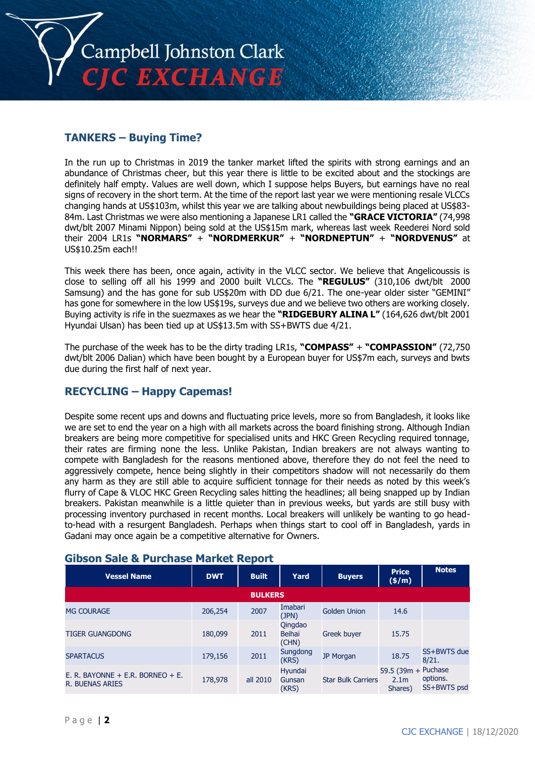## TANKERS – Buying Time?

In the run up to Christmas in 2019 the tanker market lifted the spirits with strong earnings and an abundance of Christmas cheer, but this year there is little to be excited about and the stockings are definitely half empty. Values are well down, which I suppose helps Buyers, but earnings have no real signs of recovery in the short term. At the time of the report last year we were mentioning resale VLCCs changing hands at US$103m, whilst this year we are talking about newbuildings being placed at US$83-84m. Last Christmas we were also mentioning a Japanese LR1 called the **"GRACE VICTORIA"** (74,998 dwt/blt 2007 Minami Nippon) being sold at the US$15m mark, whereas last week Reederei Nord sold their 2004 LR1s **"NORMARS"** + **"NORDMERKUR"** + **"NORDNEPTUN"** + **"NORDVENUS"** at US$10.25m each!!

This week there has been, once again, activity in the VLCC sector. We believe that Angelicoussis is close to selling off all his 1999 and 2000 built VLCCs. The **"REGULUS"** (310,106 dwt/blt 2000 Samsung) and the has gone for sub US$20m with DD due 6/21. The one-year older sister "GEMINI" has gone for somewhere in the low US$19s, surveys due and we believe two others are working closely. Buying activity is rife in the suezmaxes as we hear the **"RIDGEBURY ALINA L"** (164,626 dwt/blt 2001 Hyundai Ulsan) has been tied up at US$13.5m with SS+BWTS due 4/21.

The purchase of the week has to be the dirty trading LR1s, **"COMPASS"** + **"COMPASSION"** (72,750 dwt/blt 2006 Dalian) which have been bought by a European buyer for US$7m each, surveys and bwts due during the first half of next year.

## RECYCLING – Happy Capemas!

Despite some recent ups and downs and fluctuating price levels, more so from Bangladesh, it looks like we are set to end the year on a high with all markets across the board finishing strong. Although Indian breakers are being more competitive for specialised units and HKC Green Recycling required tonnage, their rates are firming none the less. Unlike Pakistan, Indian breakers are not always wanting to compete with Bangladesh for the reasons mentioned above, therefore they do not feel the need to aggressively compete, hence being slightly in their competitors shadow will not necessarily do them any harm as they are still able to acquire sufficient tonnage for their needs as noted by this week's flurry of Cape & VLOC HKC Green Recycling sales hitting the headlines; all being snapped up by Indian breakers. Pakistan meanwhile is a little quieter than in previous weeks, but yards are still busy with processing inventory purchased in recent months. Local breakers will unlikely be wanting to go head-to-head with a resurgent Bangladesh. Perhaps when things start to cool off in Bangladesh, yards in Gadani may once again be a competitive alternative for Owners.

## Gibson Sale & Purchase Market Report

| Vessel Name | DWT | Built | Yard | Buyers | Price ($/m) | Notes |
|---|---|---|---|---|---|---|
| **BULKERS** | | | | | | |
| MG COURAGE | 206,254 | 2007 | Imabari (JPN) | Golden Union | 14.6 | |
| TIGER GUANGDONG | 180,099 | 2011 | Qingdao Beihai (CHN) | Greek buyer | 15.75 | |
| SPARTACUS | 179,156 | 2011 | Sungdong (KRS) | JP Morgan | 18.75 | SS+BWTS due 8/21. |
| E. R. BAYONNE + E.R. BORNEO + E. R. BUENAS ARIES | 178,978 | all 2010 | Hyundai Gunsan (KRS) | Star Bulk Carriers | 59.5 (39m + 2.1m Shares) | Puchase options. SS+BWTS psd |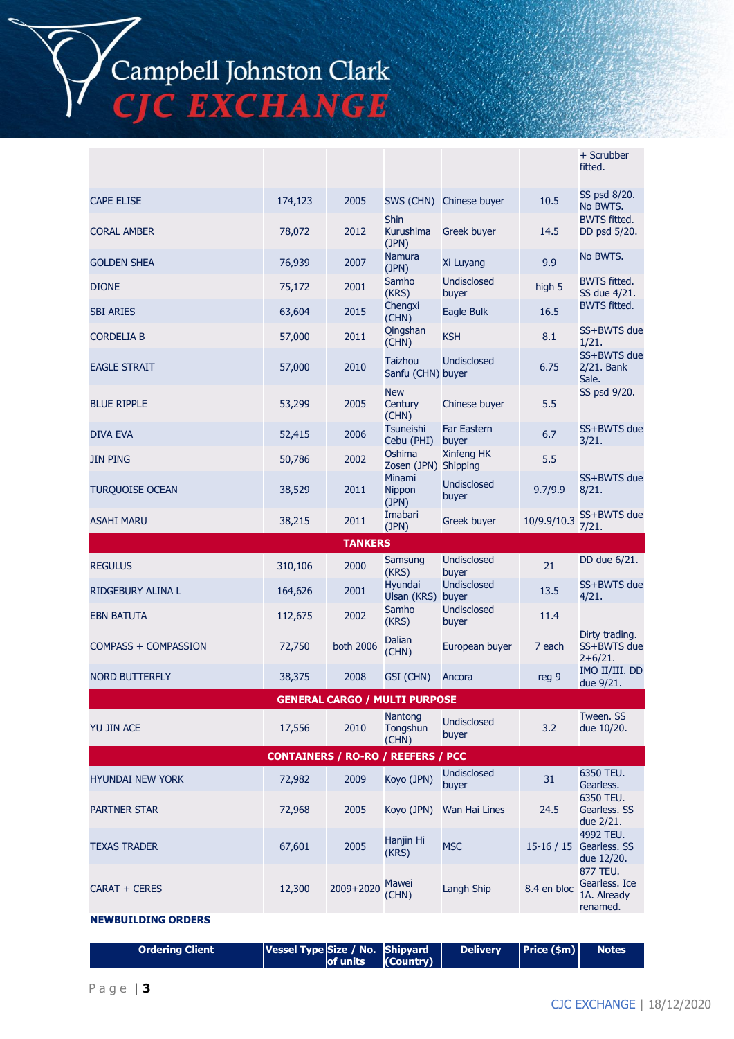| | | | | | | |
|---|---|---|---|---|---|---|
| | | | | | | + Scrubber fitted. |
| CAPE ELISE | 174,123 | 2005 | SWS (CHN) | Chinese buyer | 10.5 | SS psd 8/20. No BWTS. |
| CORAL AMBER | 78,072 | 2012 | Shin Kurushima (JPN) | Greek buyer | 14.5 | BWTS fitted. DD psd 5/20. |
| GOLDEN SHEA | 76,939 | 2007 | Namura (JPN) | Xi Luyang | 9.9 | No BWTS. |
| DIONE | 75,172 | 2001 | Samho (KRS) | Undisclosed buyer | high 5 | BWTS fitted. SS due 4/21. |
| SBI ARIES | 63,604 | 2015 | Chengxi (CHN) | Eagle Bulk | 16.5 | BWTS fitted. |
| CORDELIA B | 57,000 | 2011 | Qingshan (CHN) | KSH | 8.1 | SS+BWTS due 1/21. |
| EAGLE STRAIT | 57,000 | 2010 | Taizhou Sanfu (CHN) | Undisclosed buyer | 6.75 | SS+BWTS due 2/21. Bank Sale. |
| BLUE RIPPLE | 53,299 | 2005 | New Century (CHN) | Chinese buyer | 5.5 | SS psd 9/20. |
| DIVA EVA | 52,415 | 2006 | Tsuneishi Cebu (PHI) | Far Eastern buyer | 6.7 | SS+BWTS due 3/21. |
| JIN PING | 50,786 | 2002 | Oshima Zosen (JPN) | Xinfeng HK Shipping | 5.5 | |
| TURQUOISE OCEAN | 38,529 | 2011 | Minami Nippon (JPN) | Undisclosed buyer | 9.7/9.9 | SS+BWTS due 8/21. |
| ASAHI MARU | 38,215 | 2011 | Imabari (JPN) | Greek buyer | 10/9.9/10.3 | SS+BWTS due 7/21. |
| **TANKERS** | | | | | | |
| REGULUS | 310,106 | 2000 | Samsung (KRS) | Undisclosed buyer | 21 | DD due 6/21. |
| RIDGEBURY ALINA L | 164,626 | 2001 | Hyundai Ulsan (KRS) | Undisclosed buyer | 13.5 | SS+BWTS due 4/21. |
| EBN BATUTA | 112,675 | 2002 | Samho (KRS) | Undisclosed buyer | 11.4 | |
| COMPASS + COMPASSION | 72,750 | both 2006 | Dalian (CHN) | European buyer | 7 each | Dirty trading. SS+BWTS due 2+6/21. |
| NORD BUTTERFLY | 38,375 | 2008 | GSI (CHN) | Ancora | reg 9 | IMO II/III. DD due 9/21. |
| **GENERAL CARGO / MULTI PURPOSE** | | | | | | |
| YU JIN ACE | 17,556 | 2010 | Nantong Tongshun (CHN) | Undisclosed buyer | 3.2 | Tween. SS due 10/20. |
| **CONTAINERS / RO-RO / REEFERS / PCC** | | | | | | |
| HYUNDAI NEW YORK | 72,982 | 2009 | Koyo (JPN) | Undisclosed buyer | 31 | 6350 TEU. Gearless. |
| PARTNER STAR | 72,968 | 2005 | Koyo (JPN) | Wan Hai Lines | 24.5 | 6350 TEU. Gearless. SS due 2/21. |
| TEXAS TRADER | 67,601 | 2005 | Hanjin Hi (KRS) | MSC | 15-16 / 15 | 4992 TEU. Gearless. SS due 12/20. |
| CARAT + CERES | 12,300 | 2009+2020 | Mawei (CHN) | Langh Ship | 8.4 en bloc | 877 TEU. Gearless. Ice 1A. Already renamed. |

**NEWBUILDING ORDERS**

| Ordering Client | Vessel Type | Size / No. of units | Shipyard (Country) | Delivery | Price ($m) | Notes |
|---|---|---|---|---|---|---|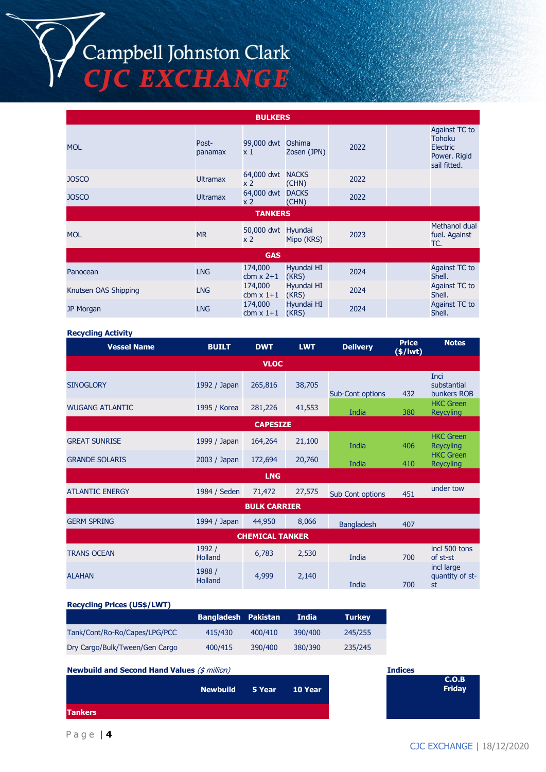| BULKERS | | | | | | |
|---|---|---|---|---|---|---|
| MOL | Post-panamax | 99,000 dwt x 1 | Oshima Zosen (JPN) | 2022 | | Against TC to Tohoku Electric Power. Rigid sail fitted. |
| JOSCO | Ultramax | 64,000 dwt x 2 | NACKS (CHN) | 2022 | | |
| JOSCO | Ultramax | 64,000 dwt x 2 | DACKS (CHN) | 2022 | | |
| **TANKERS** | | | | | | |
| MOL | MR | 50,000 dwt x 2 | Hyundai Mipo (KRS) | 2023 | | Methanol dual fuel. Against TC. |
| **GAS** | | | | | | |
| Panocean | LNG | 174,000 cbm x 2+1 | Hyundai HI (KRS) | 2024 | | Against TC to Shell. |
| Knutsen OAS Shipping | LNG | 174,000 cbm x 1+1 | Hyundai HI (KRS) | 2024 | | Against TC to Shell. |
| JP Morgan | LNG | 174,000 cbm x 1+1 | Hyundai HI (KRS) | 2024 | | Against TC to Shell. |

**Recycling Activity**

| Vessel Name | BUILT | DWT | LWT | Delivery | Price ($/lwt) | Notes |
|---|---|---|---|---|---|---|
| **VLOC** | | | | | | |
| SINOGLORY | 1992 / Japan | 265,816 | 38,705 | Sub-Cont options | 432 | Inci substantial bunkers ROB |
| WUGANG ATLANTIC | 1995 / Korea | 281,226 | 41,553 | India | 380 | HKC Green Reycyling |
| **CAPESIZE** | | | | | | |
| GREAT SUNRISE | 1999 / Japan | 164,264 | 21,100 | India | 406 | HKC Green Reycyling |
| GRANDE SOLARIS | 2003 / Japan | 172,694 | 20,760 | India | 410 | HKC Green Reycyling |
| **LNG** | | | | | | |
| ATLANTIC ENERGY | 1984 / Seden | 71,472 | 27,575 | Sub Cont options | 451 | under tow |
| **BULK CARRIER** | | | | | | |
| GERM SPRING | 1994 / Japan | 44,950 | 8,066 | Bangladesh | 407 | |
| **CHEMICAL TANKER** | | | | | | |
| TRANS OCEAN | 1992 / Holland | 6,783 | 2,530 | India | 700 | incl 500 tons of st-st |
| ALAHAN | 1988 / Holland | 4,999 | 2,140 | India | 700 | incl large quantity of st-st |

**Recycling Prices (US$/LWT)**

| | Bangladesh | Pakistan | India | Turkey |
|---|---|---|---|---|
| Tank/Cont/Ro-Ro/Capes/LPG/PCC | 415/430 | 400/410 | 390/400 | 245/255 |
| Dry Cargo/Bulk/Tween/Gen Cargo | 400/415 | 390/400 | 380/390 | 235/245 |

**Newbuild and Second Hand Values** *($ million)*

| | Newbuild | 5 Year | 10 Year |
|---|---|---|---|
| **Tankers** | | | |

**Indices**

| C.O.B Friday |
|---|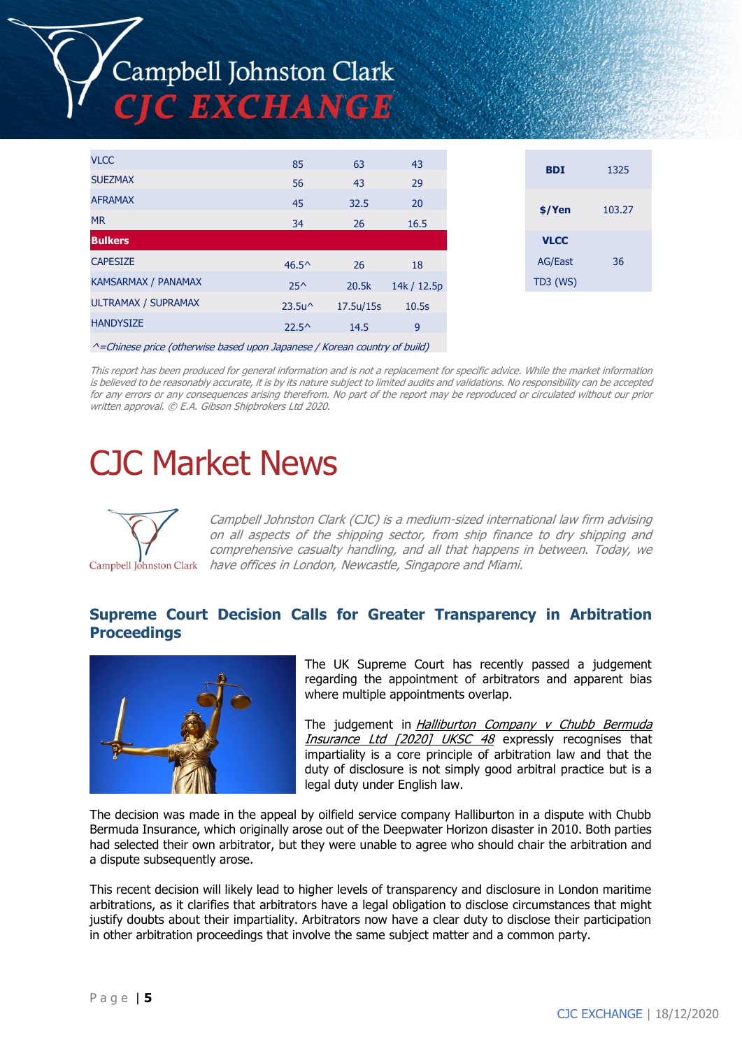| | | | |
|---|---|---|---|
| VLCC | 85 | 63 | 43 |
| SUEZMAX | 56 | 43 | 29 |
| AFRAMAX | 45 | 32.5 | 20 |
| MR | 34 | 26 | 16.5 |
| **Bulkers** | | | |
| CAPESIZE | 46.5^ | 26 | 18 |
| KAMSARMAX / PANAMAX | 25^ | 20.5k | 14k / 12.5p |
| ULTRAMAX / SUPRAMAX | 23.5u^ | 17.5u/15s | 10.5s |
| HANDYSIZE | 22.5^ | 14.5 | 9 |

*^=Chinese price (otherwise based upon Japanese / Korean country of build)*

| | |
|---|---|
| **BDI** | 1325 |
| **$/Yen** | 103.27 |
| **VLCC** | |
| AG/East | 36 |
| TD3 (WS) | |

*This report has been produced for general information and is not a replacement for specific advice. While the market information is believed to be reasonably accurate, it is by its nature subject to limited audits and validations. No responsibility can be accepted for any errors or any consequences arising therefrom. No part of the report may be reproduced or circulated without our prior written approval. © E.A. Gibson Shipbrokers Ltd 2020.*

# CJC Market News

*Campbell Johnston Clark (CJC) is a medium-sized international law firm advising on all aspects of the shipping sector, from ship finance to dry shipping and comprehensive casualty handling, and all that happens in between. Today, we have offices in London, Newcastle, Singapore and Miami.*

## Supreme Court Decision Calls for Greater Transparency in Arbitration Proceedings

The UK Supreme Court has recently passed a judgement regarding the appointment of arbitrators and apparent bias where multiple appointments overlap.

The judgement in *Halliburton Company v Chubb Bermuda Insurance Ltd [2020] UKSC 48* expressly recognises that impartiality is a core principle of arbitration law and that the duty of disclosure is not simply good arbitral practice but is a legal duty under English law.

The decision was made in the appeal by oilfield service company Halliburton in a dispute with Chubb Bermuda Insurance, which originally arose out of the Deepwater Horizon disaster in 2010. Both parties had selected their own arbitrator, but they were unable to agree who should chair the arbitration and a dispute subsequently arose.

This recent decision will likely lead to higher levels of transparency and disclosure in London maritime arbitrations, as it clarifies that arbitrators have a legal obligation to disclose circumstances that might justify doubts about their impartiality. Arbitrators now have a clear duty to disclose their participation in other arbitration proceedings that involve the same subject matter and a common party.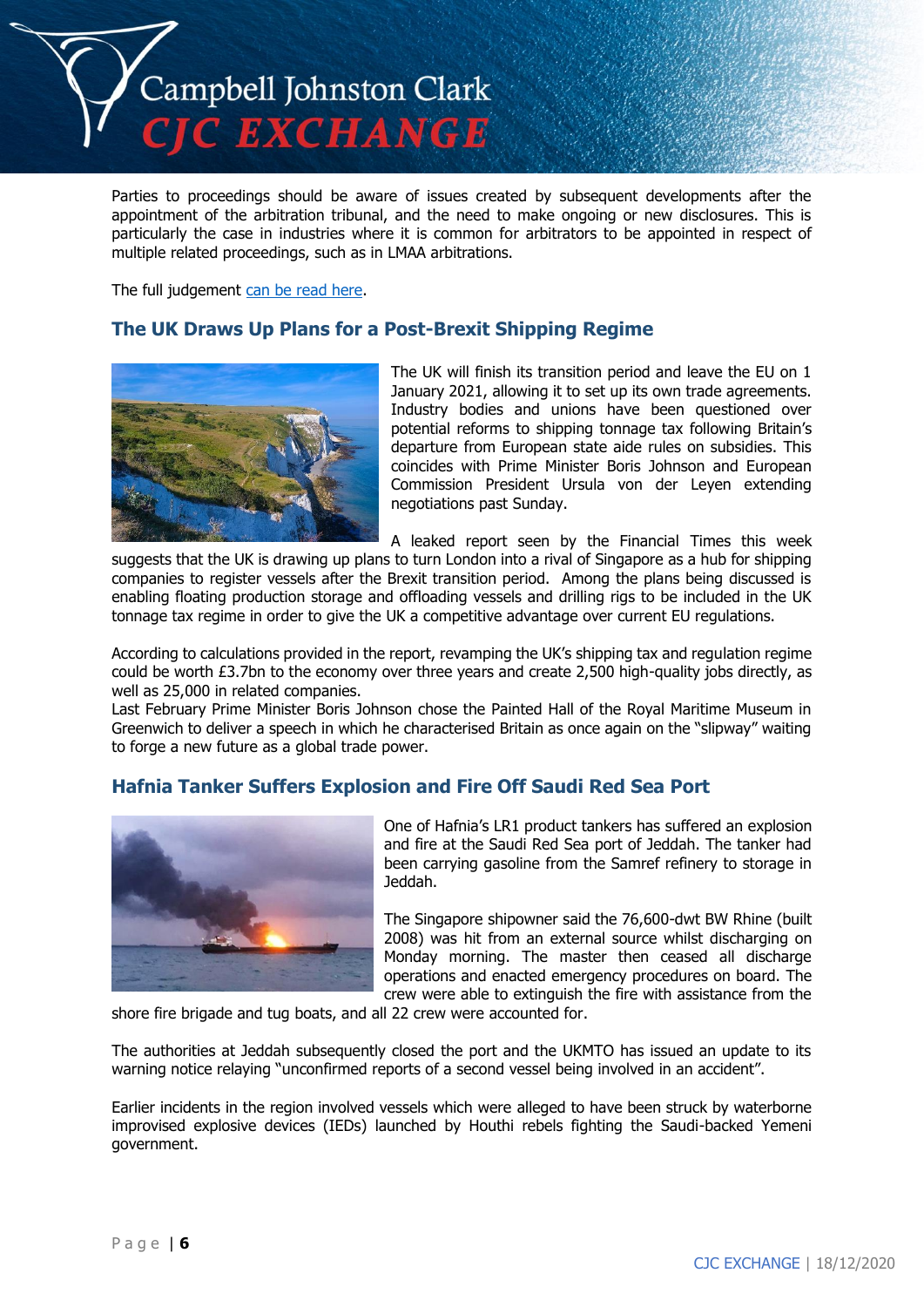Parties to proceedings should be aware of issues created by subsequent developments after the appointment of the arbitration tribunal, and the need to make ongoing or new disclosures. This is particularly the case in industries where it is common for arbitrators to be appointed in respect of multiple related proceedings, such as in LMAA arbitrations.

The full judgement can be read here.

## The UK Draws Up Plans for a Post-Brexit Shipping Regime

The UK will finish its transition period and leave the EU on 1 January 2021, allowing it to set up its own trade agreements. Industry bodies and unions have been questioned over potential reforms to shipping tonnage tax following Britain's departure from European state aide rules on subsidies. This coincides with Prime Minister Boris Johnson and European Commission President Ursula von der Leyen extending negotiations past Sunday.

A leaked report seen by the Financial Times this week suggests that the UK is drawing up plans to turn London into a rival of Singapore as a hub for shipping companies to register vessels after the Brexit transition period. Among the plans being discussed is enabling floating production storage and offloading vessels and drilling rigs to be included in the UK tonnage tax regime in order to give the UK a competitive advantage over current EU regulations.

According to calculations provided in the report, revamping the UK's shipping tax and regulation regime could be worth £3.7bn to the economy over three years and create 2,500 high-quality jobs directly, as well as 25,000 in related companies.
Last February Prime Minister Boris Johnson chose the Painted Hall of the Royal Maritime Museum in Greenwich to deliver a speech in which he characterised Britain as once again on the "slipway" waiting to forge a new future as a global trade power.

## Hafnia Tanker Suffers Explosion and Fire Off Saudi Red Sea Port

One of Hafnia's LR1 product tankers has suffered an explosion and fire at the Saudi Red Sea port of Jeddah. The tanker had been carrying gasoline from the Samref refinery to storage in Jeddah.

The Singapore shipowner said the 76,600-dwt BW Rhine (built 2008) was hit from an external source whilst discharging on Monday morning. The master then ceased all discharge operations and enacted emergency procedures on board. The crew were able to extinguish the fire with assistance from the shore fire brigade and tug boats, and all 22 crew were accounted for.

The authorities at Jeddah subsequently closed the port and the UKMTO has issued an update to its warning notice relaying "unconfirmed reports of a second vessel being involved in an accident".

Earlier incidents in the region involved vessels which were alleged to have been struck by waterborne improvised explosive devices (IEDs) launched by Houthi rebels fighting the Saudi-backed Yemeni government.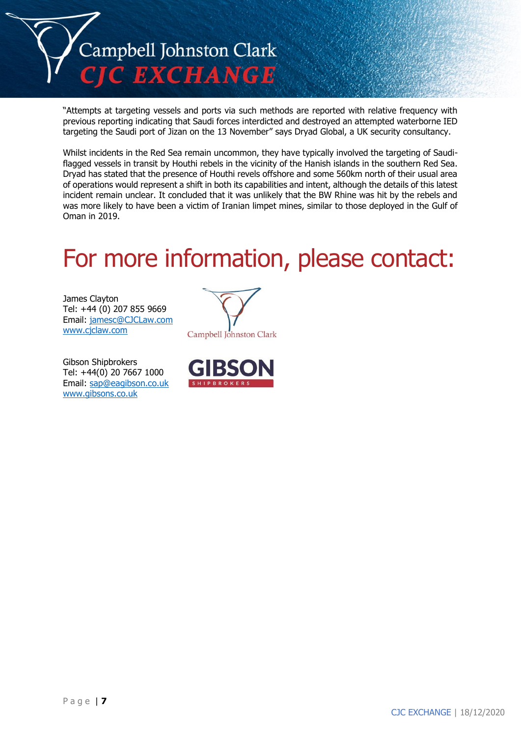"Attempts at targeting vessels and ports via such methods are reported with relative frequency with previous reporting indicating that Saudi forces interdicted and destroyed an attempted waterborne IED targeting the Saudi port of Jizan on the 13 November" says Dryad Global, a UK security consultancy.

Whilst incidents in the Red Sea remain uncommon, they have typically involved the targeting of Saudi-flagged vessels in transit by Houthi rebels in the vicinity of the Hanish islands in the southern Red Sea. Dryad has stated that the presence of Houthi revels offshore and some 560km north of their usual area of operations would represent a shift in both its capabilities and intent, although the details of this latest incident remain unclear. It concluded that it was unlikely that the BW Rhine was hit by the rebels and was more likely to have been a victim of Iranian limpet mines, similar to those deployed in the Gulf of Oman in 2019.

# For more information, please contact:

James Clayton
Tel: +44 (0) 207 855 9669
Email: jamesc@CJCLaw.com
www.cjclaw.com

Gibson Shipbrokers
Tel: +44(0) 20 7667 1000
Email: sap@eagibson.co.uk
www.gibsons.co.uk